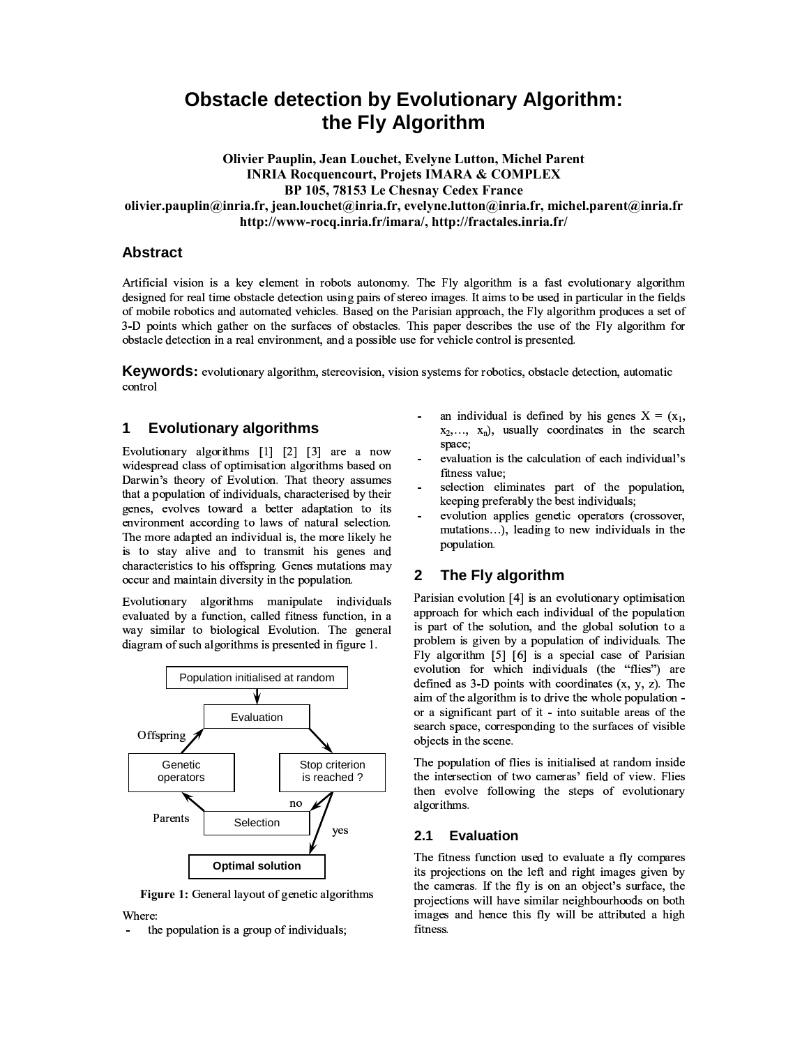# Obstacle detection by Evolutionary Algorithm: the Fly Algorithm

**Olivier Pauplin, Jean Louchet, Evelyne Lutton, Michel Parent**
**INRIA Rocquencourt, Projets IMARA & COMPLEX**
**BP 105, 78153 Le Chesnay Cedex France**
**olivier.pauplin@inria.fr, jean.louchet@inria.fr, evelyne.lutton@inria.fr, michel.parent@inria.fr**
**http://www-rocq.inria.fr/imara/, http://fractales.inria.fr/**

## Abstract

Artificial vision is a key element in robots autonomy. The Fly algorithm is a fast evolutionary algorithm designed for real time obstacle detection using pairs of stereo images. It aims to be used in particular in the fields of mobile robotics and automated vehicles. Based on the Parisian approach, the Fly algorithm produces a set of 3-D points which gather on the surfaces of obstacles. This paper describes the use of the Fly algorithm for obstacle detection in a real environment, and a possible use for vehicle control is presented.

**Keywords:** evolutionary algorithm, stereovision, vision systems for robotics, obstacle detection, automatic control

## 1 Evolutionary algorithms

Evolutionary algorithms [1] [2] [3] are a now widespread class of optimisation algorithms based on Darwin's theory of Evolution. That theory assumes that a population of individuals, characterised by their genes, evolves toward a better adaptation to its environment according to laws of natural selection. The more adapted an individual is, the more likely he is to stay alive and to transmit his genes and characteristics to his offspring. Genes mutations may occur and maintain diversity in the population.

Evolutionary algorithms manipulate individuals evaluated by a function, called fitness function, in a way similar to biological Evolution. The general diagram of such algorithms is presented in figure 1.

Population initialised at random → Evaluation → Stop criterion is reached ? — yes → **Optimal solution**; no → Selection → (Parents) → Genetic operators → (Offspring) → Evaluation

**Figure 1:** General layout of genetic algorithms

Where:

- the population is a group of individuals;
- an individual is defined by his genes $X = (x_1, x_2, \ldots, x_n)$, usually coordinates in the search space;
- evaluation is the calculation of each individual's fitness value;
- selection eliminates part of the population, keeping preferably the best individuals;
- evolution applies genetic operators (crossover, mutations…), leading to new individuals in the population.

## 2 The Fly algorithm

Parisian evolution [4] is an evolutionary optimisation approach for which each individual of the population is part of the solution, and the global solution to a problem is given by a population of individuals. The Fly algorithm [5] [6] is a special case of Parisian evolution for which individuals (the "flies") are defined as 3-D points with coordinates (x, y, z). The aim of the algorithm is to drive the whole population - or a significant part of it - into suitable areas of the search space, corresponding to the surfaces of visible objects in the scene.

The population of flies is initialised at random inside the intersection of two cameras' field of view. Flies then evolve following the steps of evolutionary algorithms.

### 2.1 Evaluation

The fitness function used to evaluate a fly compares its projections on the left and right images given by the cameras. If the fly is on an object's surface, the projections will have similar neighbourhoods on both images and hence this fly will be attributed a high fitness.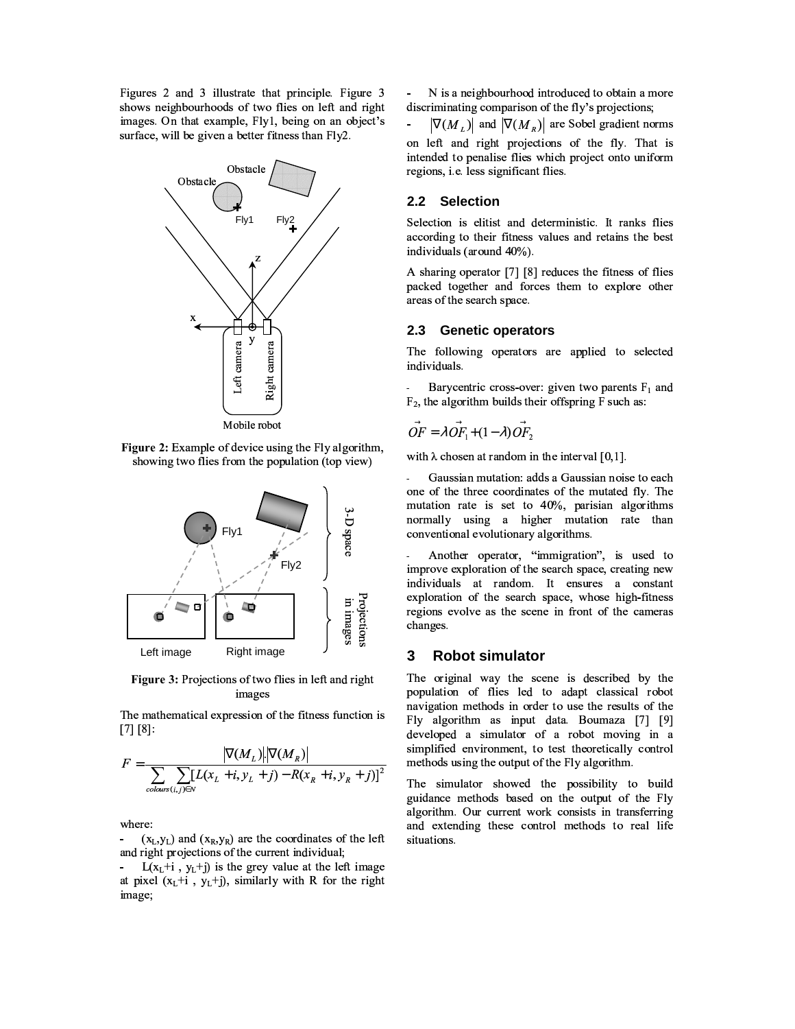Figures 2 and 3 illustrate that principle. Figure 3 shows neighbourhoods of two flies on left and right images. On that example, Fly1, being on an object's surface, will be given a better fitness than Fly2.

**Figure 2:** Example of device using the Fly algorithm, showing two flies from the population (top view)

**Figure 3:** Projections of two flies in left and right images

The mathematical expression of the fitness function is [7] [8]:

$$F = \frac{|\nabla(M_L)|.|\nabla(M_R)|}{\sum_{colours} \sum_{(i,j)\in N} [L(x_L + i, y_L + j) - R(x_R + i, y_R + j)]^2}$$

where:

- $(x_L, y_L)$ and $(x_R, y_R)$ are the coordinates of the left and right projections of the current individual;
- $L(x_L+i , y_L+j)$ is the grey value at the left image at pixel $(x_L+i , y_L+j)$, similarly with R for the right image;
- N is a neighbourhood introduced to obtain a more discriminating comparison of the fly's projections;
- $|\nabla(M_L)|$ and $|\nabla(M_R)|$ are Sobel gradient norms on left and right projections of the fly. That is intended to penalise flies which project onto uniform regions, i.e. less significant flies.

## 2.2 Selection

Selection is elitist and deterministic. It ranks flies according to their fitness values and retains the best individuals (around 40%).

A sharing operator [7] [8] reduces the fitness of flies packed together and forces them to explore other areas of the search space.

## 2.3 Genetic operators

The following operators are applied to selected individuals.

- Barycentric cross-over: given two parents $F_1$ and $F_2$, the algorithm builds their offspring F such as:

$$\vec{OF} = \lambda \vec{OF_1} + (1 - \lambda)\vec{OF_2}$$

with $\lambda$ chosen at random in the interval [0,1].

- Gaussian mutation: adds a Gaussian noise to each one of the three coordinates of the mutated fly. The mutation rate is set to 40%, parisian algorithms normally using a higher mutation rate than conventional evolutionary algorithms.

- Another operator, "immigration", is used to improve exploration of the search space, creating new individuals at random. It ensures a constant exploration of the search space, whose high-fitness regions evolve as the scene in front of the cameras changes.

# 3 Robot simulator

The original way the scene is described by the population of flies led to adapt classical robot navigation methods in order to use the results of the Fly algorithm as input data. Boumaza [7] [9] developed a simulator of a robot moving in a simplified environment, to test theoretically control methods using the output of the Fly algorithm.

The simulator showed the possibility to build guidance methods based on the output of the Fly algorithm. Our current work consists in transferring and extending these control methods to real life situations.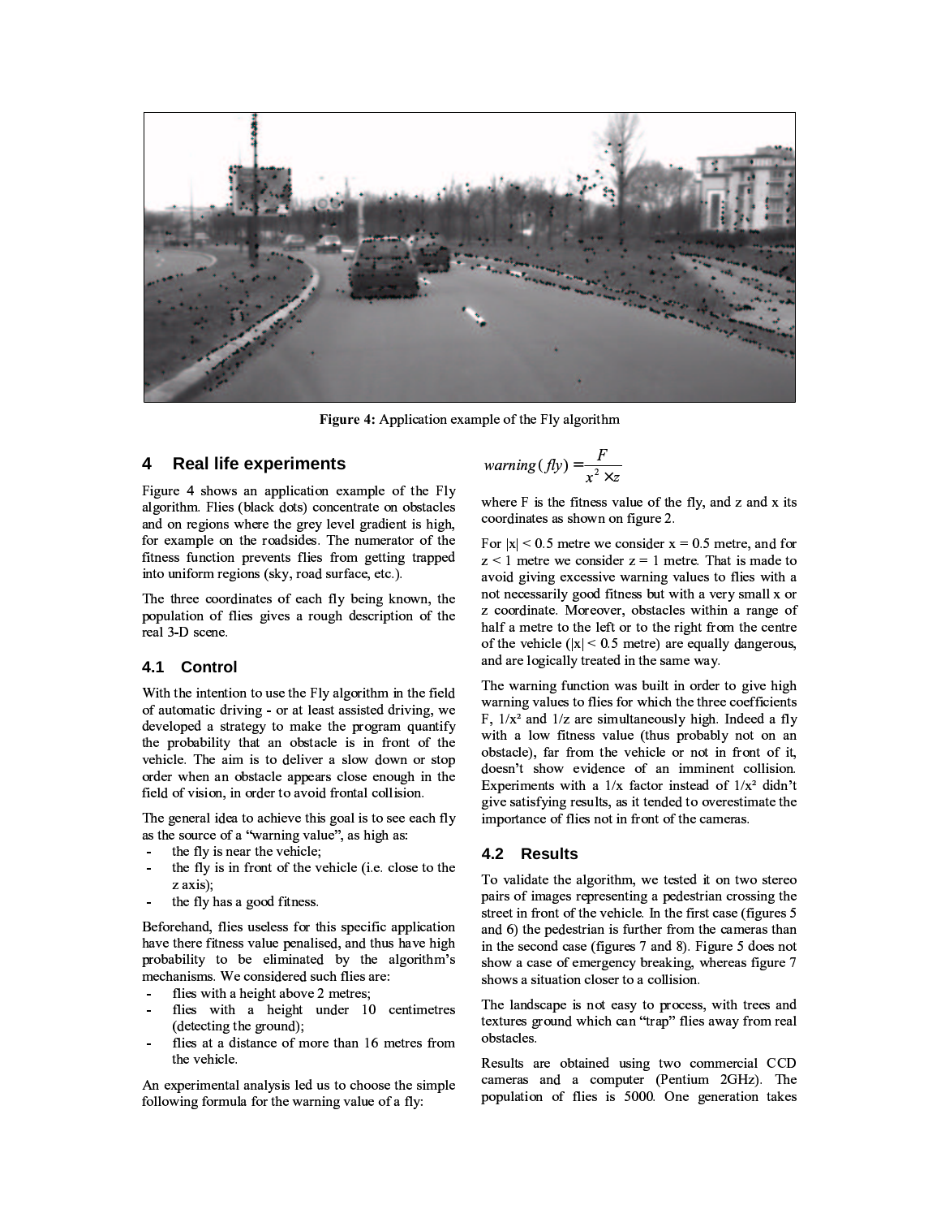Figure 4: Application example of the Fly algorithm

## 4 Real life experiments

Figure 4 shows an application example of the Fly algorithm. Flies (black dots) concentrate on obstacles and on regions where the grey level gradient is high, for example on the roadsides. The numerator of the fitness function prevents flies from getting trapped into uniform regions (sky, road surface, etc.).

The three coordinates of each fly being known, the population of flies gives a rough description of the real 3-D scene.

### 4.1 Control

With the intention to use the Fly algorithm in the field of automatic driving - or at least assisted driving, we developed a strategy to make the program quantify the probability that an obstacle is in front of the vehicle. The aim is to deliver a slow down or stop order when an obstacle appears close enough in the field of vision, in order to avoid frontal collision.

The general idea to achieve this goal is to see each fly as the source of a "warning value", as high as:

- the fly is near the vehicle;
- the fly is in front of the vehicle (i.e. close to the z axis);
- the fly has a good fitness.

Beforehand, flies useless for this specific application have there fitness value penalised, and thus have high probability to be eliminated by the algorithm's mechanisms. We considered such flies are:

- flies with a height above 2 metres;
- flies with a height under 10 centimetres (detecting the ground);
- flies at a distance of more than 16 metres from the vehicle.

An experimental analysis led us to choose the simple following formula for the warning value of a fly:

$$warning(fly) = \frac{F}{x^2 \times z}$$

where F is the fitness value of the fly, and z and x its coordinates as shown on figure 2.

For $|x| < 0.5$ metre we consider $x = 0.5$ metre, and for $z < 1$ metre we consider $z = 1$ metre. That is made to avoid giving excessive warning values to flies with a not necessarily good fitness but with a very small x or z coordinate. Moreover, obstacles within a range of half a metre to the left or to the right from the centre of the vehicle ($|x| < 0.5$ metre) are equally dangerous, and are logically treated in the same way.

The warning function was built in order to give high warning values to flies for which the three coefficients F, $1/x^2$ and $1/z$ are simultaneously high. Indeed a fly with a low fitness value (thus probably not on an obstacle), far from the vehicle or not in front of it, doesn't show evidence of an imminent collision. Experiments with a $1/x$ factor instead of $1/x^2$ didn't give satisfying results, as it tended to overestimate the importance of flies not in front of the cameras.

### 4.2 Results

To validate the algorithm, we tested it on two stereo pairs of images representing a pedestrian crossing the street in front of the vehicle. In the first case (figures 5 and 6) the pedestrian is further from the cameras than in the second case (figures 7 and 8). Figure 5 does not show a case of emergency breaking, whereas figure 7 shows a situation closer to a collision.

The landscape is not easy to process, with trees and textures ground which can "trap" flies away from real obstacles.

Results are obtained using two commercial CCD cameras and a computer (Pentium 2GHz). The population of flies is 5000. One generation takes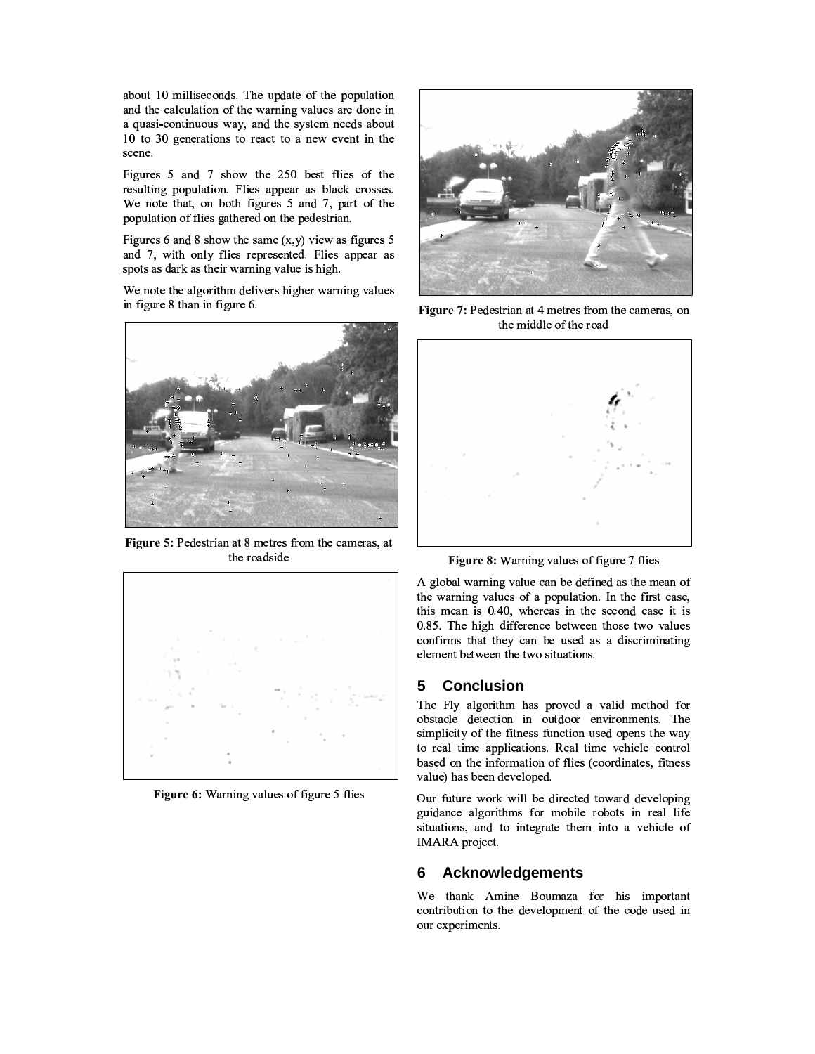about 10 milliseconds. The update of the population and the calculation of the warning values are done in a quasi-continuous way, and the system needs about 10 to 30 generations to react to a new event in the scene.

Figures 5 and 7 show the 250 best flies of the resulting population. Flies appear as black crosses. We note that, on both figures 5 and 7, part of the population of flies gathered on the pedestrian.

Figures 6 and 8 show the same (x,y) view as figures 5 and 7, with only flies represented. Flies appear as spots as dark as their warning value is high.

We note the algorithm delivers higher warning values in figure 8 than in figure 6.

**Figure 5:** Pedestrian at 8 metres from the cameras, at the roadside

**Figure 6:** Warning values of figure 5 flies

**Figure 7:** Pedestrian at 4 metres from the cameras, on the middle of the road

**Figure 8:** Warning values of figure 7 flies

A global warning value can be defined as the mean of the warning values of a population. In the first case, this mean is 0.40, whereas in the second case it is 0.85. The high difference between those two values confirms that they can be used as a discriminating element between the two situations.

## 5 Conclusion

The Fly algorithm has proved a valid method for obstacle detection in outdoor environments. The simplicity of the fitness function used opens the way to real time applications. Real time vehicle control based on the information of flies (coordinates, fitness value) has been developed.

Our future work will be directed toward developing guidance algorithms for mobile robots in real life situations, and to integrate them into a vehicle of IMARA project.

## 6 Acknowledgements

We thank Amine Boumaza for his important contribution to the development of the code used in our experiments.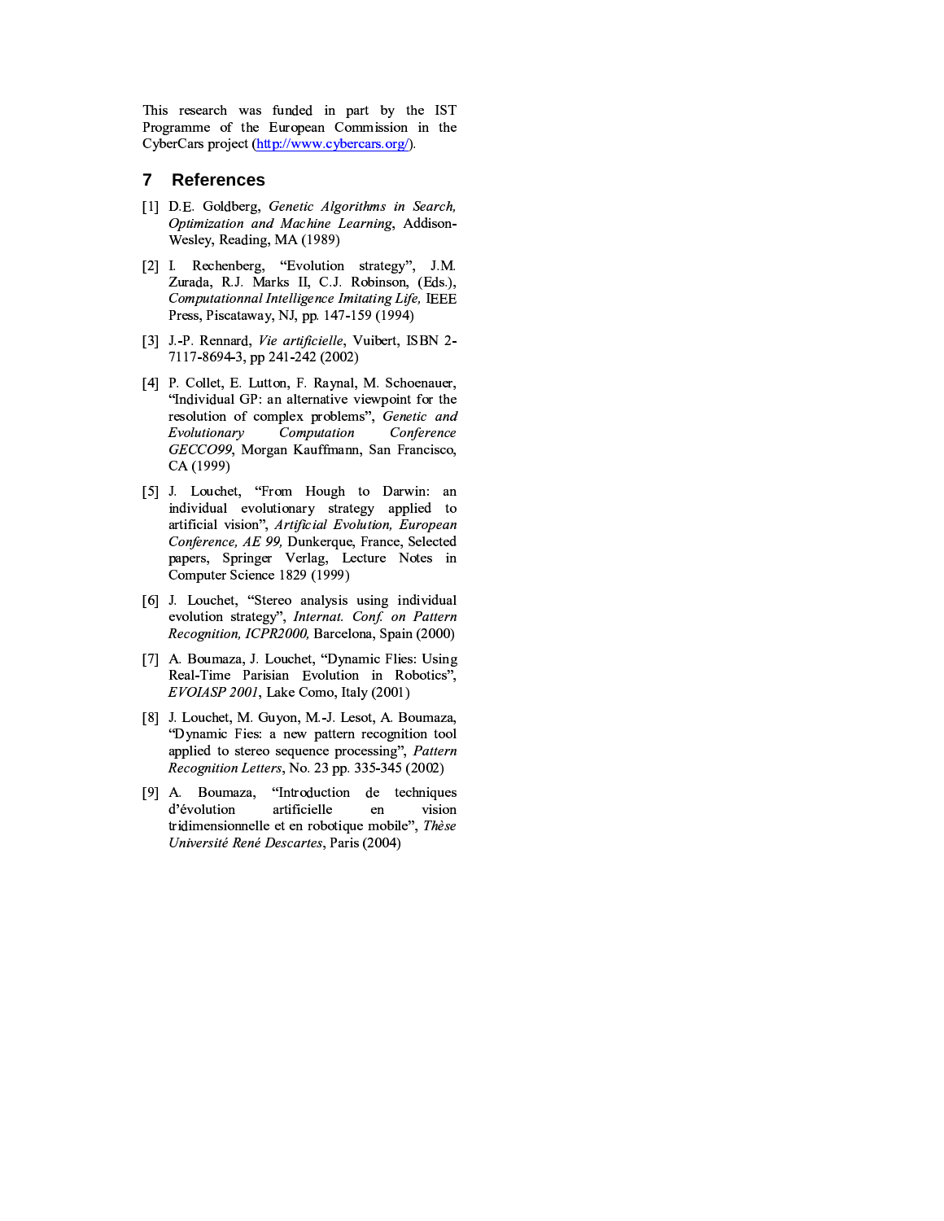This research was funded in part by the IST Programme of the European Commission in the CyberCars project (http://www.cybercars.org/).

## 7 References

[1] D.E. Goldberg, *Genetic Algorithms in Search, Optimization and Machine Learning*, Addison-Wesley, Reading, MA (1989)

[2] I. Rechenberg, "Evolution strategy", J.M. Zurada, R.J. Marks II, C.J. Robinson, (Eds.), *Computationnal Intelligence Imitating Life,* IEEE Press, Piscataway, NJ, pp. 147-159 (1994)

[3] J.-P. Rennard, *Vie artificielle*, Vuibert, ISBN 2-7117-8694-3, pp 241-242 (2002)

[4] P. Collet, E. Lutton, F. Raynal, M. Schoenauer, "Individual GP: an alternative viewpoint for the resolution of complex problems", *Genetic and Evolutionary Computation Conference GECCO99*, Morgan Kauffmann, San Francisco, CA (1999)

[5] J. Louchet, "From Hough to Darwin: an individual evolutionary strategy applied to artificial vision", *Artificial Evolution, European Conference, AE 99,* Dunkerque, France, Selected papers, Springer Verlag, Lecture Notes in Computer Science 1829 (1999)

[6] J. Louchet, "Stereo analysis using individual evolution strategy", *Internat. Conf. on Pattern Recognition, ICPR2000,* Barcelona, Spain (2000)

[7] A. Boumaza, J. Louchet, "Dynamic Flies: Using Real-Time Parisian Evolution in Robotics", *EVOIASP 2001*, Lake Como, Italy (2001)

[8] J. Louchet, M. Guyon, M.-J. Lesot, A. Boumaza, "Dynamic Fies: a new pattern recognition tool applied to stereo sequence processing", *Pattern Recognition Letters*, No. 23 pp. 335-345 (2002)

[9] A. Boumaza, "Introduction de techniques d'évolution artificielle en vision tridimensionnelle et en robotique mobile", *Thèse Université René Descartes*, Paris (2004)